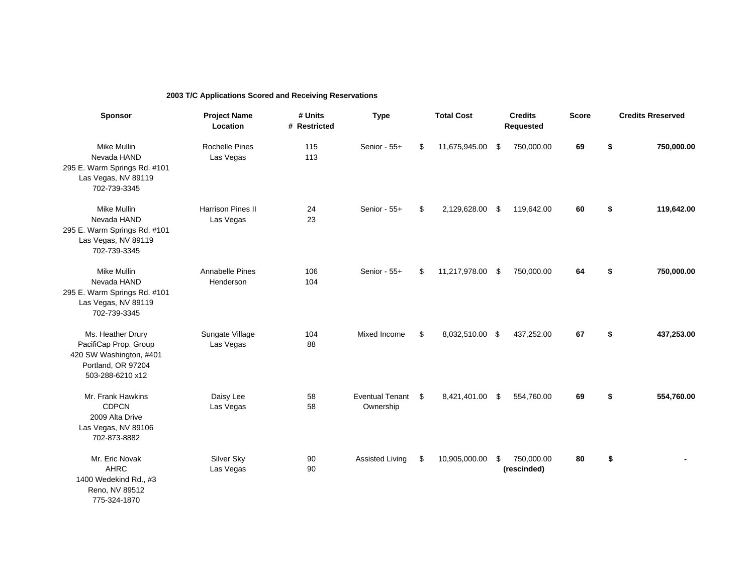**2003 T/C Applications Scored and Receiving Reservations**

| Sponsor | Project Name<br>Location | # Units<br># Restricted | Type | Total Cost | Credits Requested | Score | Credits Rreserved |
|---|---|---|---|---|---|---|---|
| Mike Mullin<br>Nevada HAND<br>295 E. Warm Springs Rd. #101<br>Las Vegas, NV 89119<br>702-739-3345 | Rochelle Pines<br>Las Vegas | 115<br>113 | Senior - 55+ | $ 11,675,945.00 | $ 750,000.00 | **69** | **$ 750,000.00** |
| Mike Mullin<br>Nevada HAND<br>295 E. Warm Springs Rd. #101<br>Las Vegas, NV 89119<br>702-739-3345 | Harrison Pines II<br>Las Vegas | 24<br>23 | Senior - 55+ | $ 2,129,628.00 | $ 119,642.00 | **60** | **$ 119,642.00** |
| Mike Mullin<br>Nevada HAND<br>295 E. Warm Springs Rd. #101<br>Las Vegas, NV 89119<br>702-739-3345 | Annabelle Pines<br>Henderson | 106<br>104 | Senior - 55+ | $ 11,217,978.00 | $ 750,000.00 | **64** | **$ 750,000.00** |
| Ms. Heather Drury<br>PacifiCap Prop. Group<br>420 SW Washington, #401<br>Portland, OR 97204<br>503-288-6210 x12 | Sungate Village<br>Las Vegas | 104<br>88 | Mixed Income | $ 8,032,510.00 | $ 437,252.00 | **67** | **$ 437,253.00** |
| Mr. Frank Hawkins<br>CDPCN<br>2009 Alta Drive<br>Las Vegas, NV 89106<br>702-873-8882 | Daisy Lee<br>Las Vegas | 58<br>58 | Eventual Tenant Ownership | $ 8,421,401.00 | $ 554,760.00 | **69** | **$ 554,760.00** |
| Mr. Eric Novak<br>AHRC<br>1400 Wedekind Rd., #3<br>Reno, NV 89512<br>775-324-1870 | Silver Sky<br>Las Vegas | 90<br>90 | Assisted Living | $ 10,905,000.00 | $ 750,000.00<br>**(rescinded)** | **80** | **$ -** |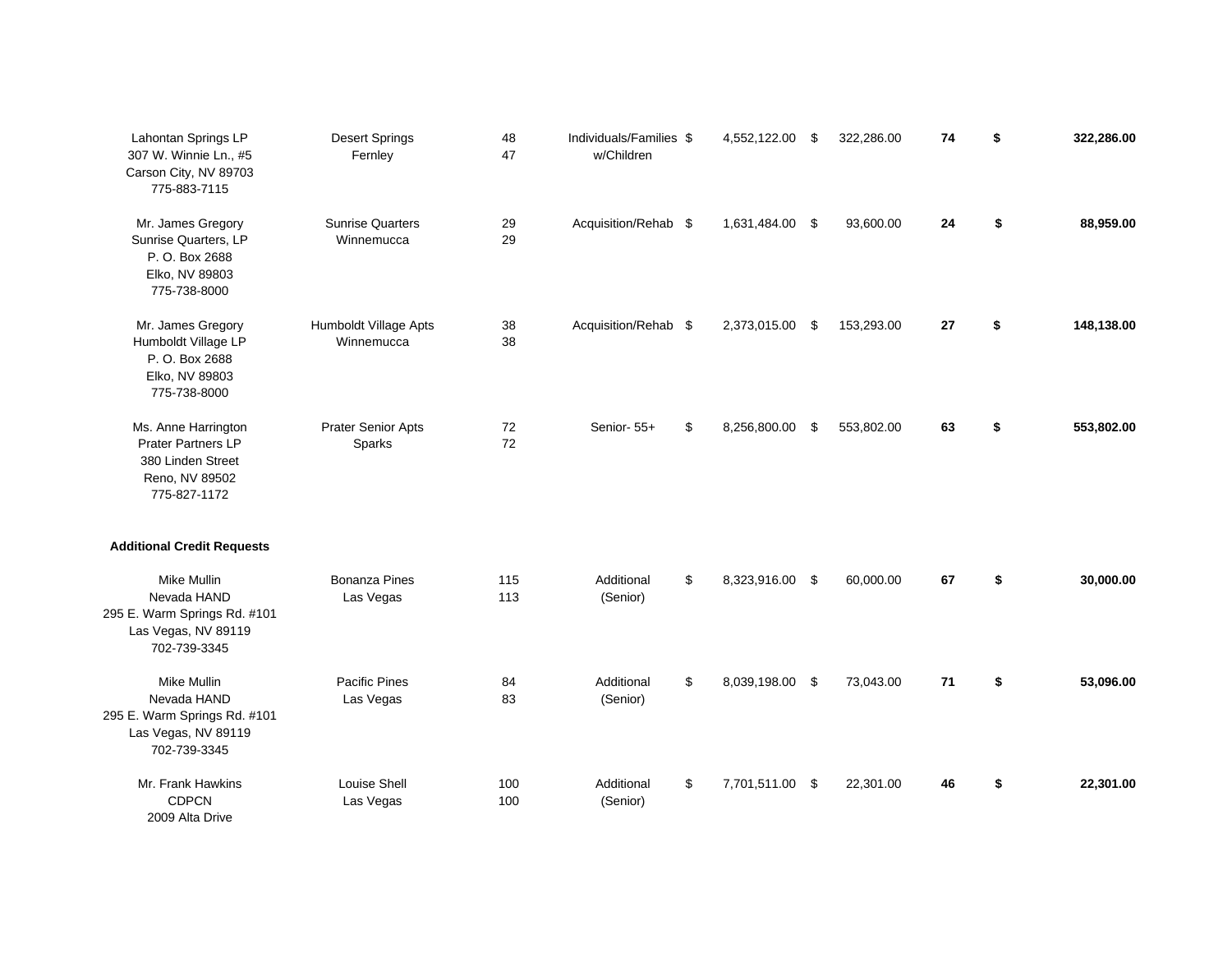| | | | | | | | |
|---|---|---|---|---|---|---|---|
| Lahontan Springs LP<br>307 W. Winnie Ln., #5<br>Carson City, NV 89703<br>775-883-7115 | Desert Springs<br>Fernley | 48<br>47 | Individuals/Families w/Children | $ 4,552,122.00 | $ 322,286.00 | **74** | **$ 322,286.00** |
| Mr. James Gregory<br>Sunrise Quarters, LP<br>P. O. Box 2688<br>Elko, NV 89803<br>775-738-8000 | Sunrise Quarters<br>Winnemucca | 29<br>29 | Acquisition/Rehab | $ 1,631,484.00 | $ 93,600.00 | **24** | **$ 88,959.00** |
| Mr. James Gregory<br>Humboldt Village LP<br>P. O. Box 2688<br>Elko, NV 89803<br>775-738-8000 | Humboldt Village Apts<br>Winnemucca | 38<br>38 | Acquisition/Rehab | $ 2,373,015.00 | $ 153,293.00 | **27** | **$ 148,138.00** |
| Ms. Anne Harrington<br>Prater Partners LP<br>380 Linden Street<br>Reno, NV 89502<br>775-827-1172 | Prater Senior Apts<br>Sparks | 72<br>72 | Senior- 55+ | $ 8,256,800.00 | $ 553,802.00 | **63** | **$ 553,802.00** |
| **Additional Credit Requests** | | | | | | | |
| Mike Mullin<br>Nevada HAND<br>295 E. Warm Springs Rd. #101<br>Las Vegas, NV 89119<br>702-739-3345 | Bonanza Pines<br>Las Vegas | 115<br>113 | Additional (Senior) | $ 8,323,916.00 | $ 60,000.00 | **67** | **$ 30,000.00** |
| Mike Mullin<br>Nevada HAND<br>295 E. Warm Springs Rd. #101<br>Las Vegas, NV 89119<br>702-739-3345 | Pacific Pines<br>Las Vegas | 84<br>83 | Additional (Senior) | $ 8,039,198.00 | $ 73,043.00 | **71** | **$ 53,096.00** |
| Mr. Frank Hawkins<br>CDPCN<br>2009 Alta Drive | Louise Shell<br>Las Vegas | 100<br>100 | Additional (Senior) | $ 7,701,511.00 | $ 22,301.00 | **46** | **$ 22,301.00** |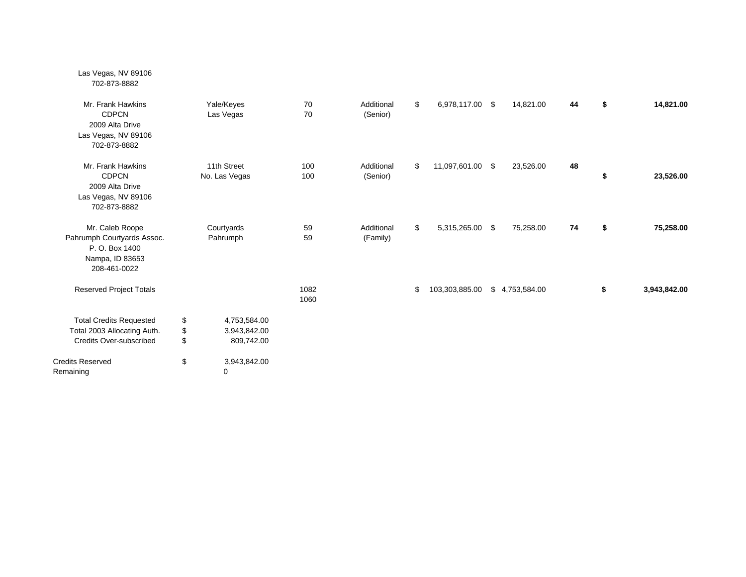| | | | | | | | |
|---|---|---|---|---|---|---|---|
| Las Vegas, NV 89106<br>702-873-8882 | | | | | | | |
| Mr. Frank Hawkins<br>CDPCN<br>2009 Alta Drive<br>Las Vegas, NV 89106<br>702-873-8882 | Yale/Keyes<br>Las Vegas | 70<br>70 | Additional<br>(Senior) | $ 6,978,117.00 | $ 14,821.00 | **44** | **$ 14,821.00** |
| Mr. Frank Hawkins<br>CDPCN<br>2009 Alta Drive<br>Las Vegas, NV 89106<br>702-873-8882 | 11th Street<br>No. Las Vegas | 100<br>100 | Additional<br>(Senior) | $ 11,097,601.00 | $ 23,526.00 | **48** | **$ 23,526.00** |
| Mr. Caleb Roope<br>Pahrumph Courtyards Assoc.<br>P. O. Box 1400<br>Nampa, ID 83653<br>208-461-0022 | Courtyards<br>Pahrumph | 59<br>59 | Additional<br>(Family) | $ 5,315,265.00 | $ 75,258.00 | **74** | **$ 75,258.00** |
| Reserved Project Totals | | 1082<br>1060 | | $ 103,303,885.00 | $ 4,753,584.00 | | **$ 3,943,842.00** |

| | |
|---|---|
| Total Credits Requested | $ 4,753,584.00 |
| Total 2003 Allocating Auth. | $ 3,943,842.00 |
| Credits Over-subscribed | $ 809,742.00 |
| Credits Reserved | $ 3,943,842.00 |
| Remaining | 0 |